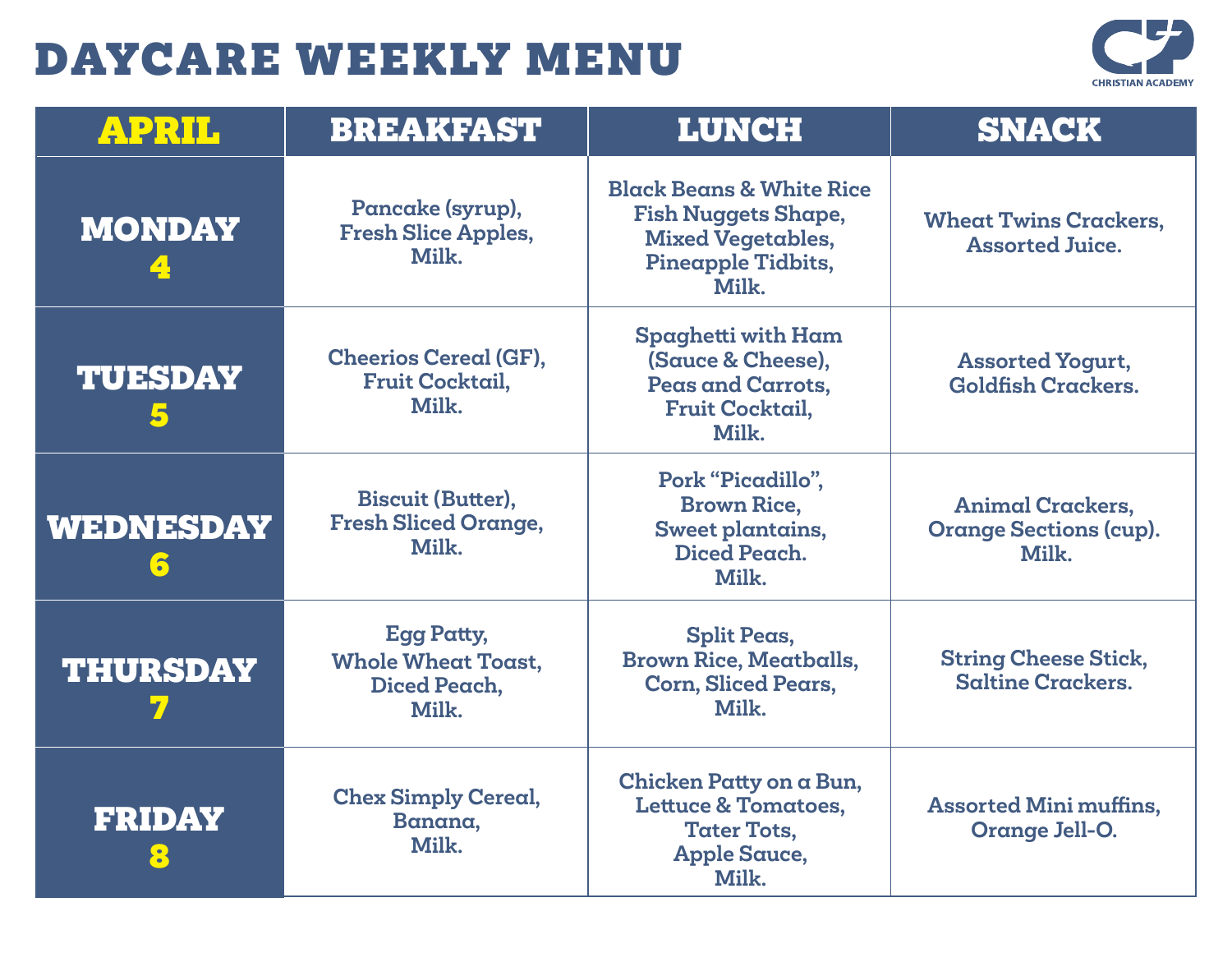# DAYCARE WEEKLY MENU

CHRISTIAN ACADEMY

| APRIL | BREAKFAST | LUNCH | SNACK |
|---|---|---|---|
| MONDAY 4 | Pancake (syrup), Fresh Slice Apples, Milk. | Black Beans & White Rice Fish Nuggets Shape, Mixed Vegetables, Pineapple Tidbits, Milk. | Wheat Twins Crackers, Assorted Juice. |
| TUESDAY 5 | Cheerios Cereal (GF), Fruit Cocktail, Milk. | Spaghetti with Ham (Sauce & Cheese), Peas and Carrots, Fruit Cocktail, Milk. | Assorted Yogurt, Goldfish Crackers. |
| WEDNESDAY 6 | Biscuit (Butter), Fresh Sliced Orange, Milk. | Pork "Picadillo", Brown Rice, Sweet plantains, Diced Peach. Milk. | Animal Crackers, Orange Sections (cup). Milk. |
| THURSDAY 7 | Egg Patty, Whole Wheat Toast, Diced Peach, Milk. | Split Peas, Brown Rice, Meatballs, Corn, Sliced Pears, Milk. | String Cheese Stick, Saltine Crackers. |
| FRIDAY 8 | Chex Simply Cereal, Banana, Milk. | Chicken Patty on a Bun, Lettuce & Tomatoes, Tater Tots, Apple Sauce, Milk. | Assorted Mini muffins, Orange Jell-O. |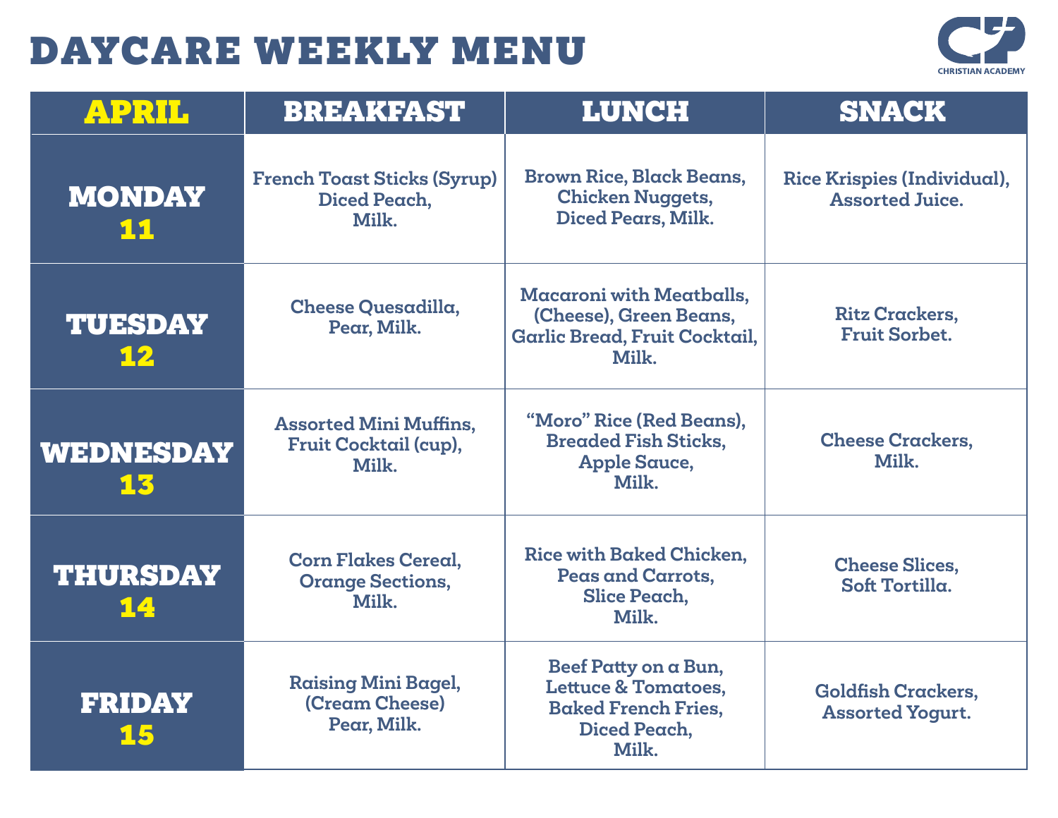# DAYCARE WEEKLY MENU

CHRISTIAN ACADEMY

| APRIL | BREAKFAST | LUNCH | SNACK |
|---|---|---|---|
| MONDAY 11 | French Toast Sticks (Syrup) Diced Peach, Milk. | Brown Rice, Black Beans, Chicken Nuggets, Diced Pears, Milk. | Rice Krispies (Individual), Assorted Juice. |
| TUESDAY 12 | Cheese Quesadilla, Pear, Milk. | Macaroni with Meatballs, (Cheese), Green Beans, Garlic Bread, Fruit Cocktail, Milk. | Ritz Crackers, Fruit Sorbet. |
| WEDNESDAY 13 | Assorted Mini Muffins, Fruit Cocktail (cup), Milk. | "Moro" Rice (Red Beans), Breaded Fish Sticks, Apple Sauce, Milk. | Cheese Crackers, Milk. |
| THURSDAY 14 | Corn Flakes Cereal, Orange Sections, Milk. | Rice with Baked Chicken, Peas and Carrots, Slice Peach, Milk. | Cheese Slices, Soft Tortilla. |
| FRIDAY 15 | Raising Mini Bagel, (Cream Cheese) Pear, Milk. | Beef Patty on a Bun, Lettuce & Tomatoes, Baked French Fries, Diced Peach, Milk. | Goldfish Crackers, Assorted Yogurt. |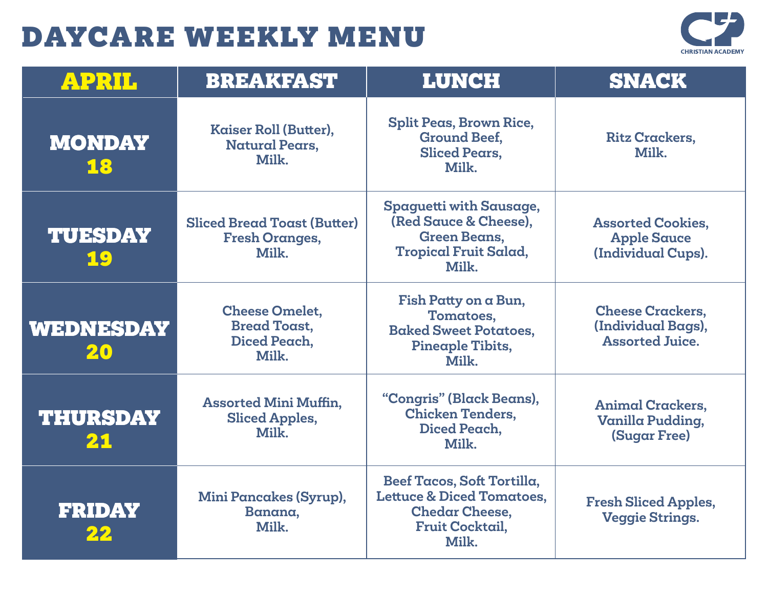# DAYCARE WEEKLY MENU

CHRISTIAN ACADEMY

| APRIL | BREAKFAST | LUNCH | SNACK |
|---|---|---|---|
| MONDAY 18 | Kaiser Roll (Butter), Natural Pears, Milk. | Split Peas, Brown Rice, Ground Beef, Sliced Pears, Milk. | Ritz Crackers, Milk. |
| TUESDAY 19 | Sliced Bread Toast (Butter) Fresh Oranges, Milk. | Spaguetti with Sausage, (Red Sauce & Cheese), Green Beans, Tropical Fruit Salad, Milk. | Assorted Cookies, Apple Sauce (Individual Cups). |
| WEDNESDAY 20 | Cheese Omelet, Bread Toast, Diced Peach, Milk. | Fish Patty on a Bun, Tomatoes, Baked Sweet Potatoes, Pineaple Tibits, Milk. | Cheese Crackers, (Individual Bags), Assorted Juice. |
| THURSDAY 21 | Assorted Mini Muffin, Sliced Apples, Milk. | "Congris" (Black Beans), Chicken Tenders, Diced Peach, Milk. | Animal Crackers, Vanilla Pudding, (Sugar Free) |
| FRIDAY 22 | Mini Pancakes (Syrup), Banana, Milk. | Beef Tacos, Soft Tortilla, Lettuce & Diced Tomatoes, Chedar Cheese, Fruit Cocktail, Milk. | Fresh Sliced Apples, Veggie Strings. |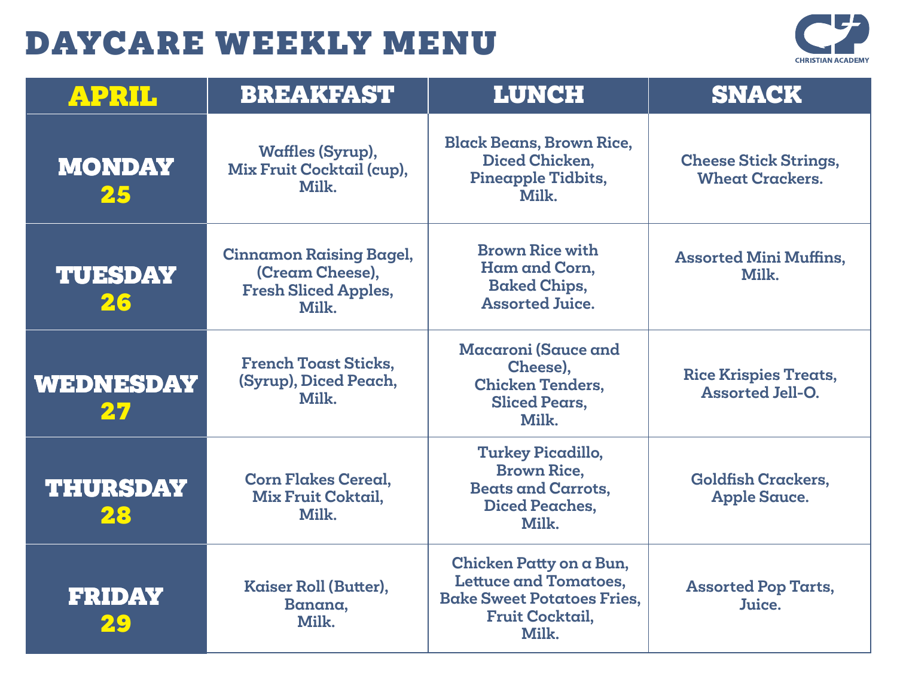# DAYCARE WEEKLY MENU

CHRISTIAN ACADEMY

| APRIL | BREAKFAST | LUNCH | SNACK |
| --- | --- | --- | --- |
| MONDAY 25 | Waffles (Syrup), Mix Fruit Cocktail (cup), Milk. | Black Beans, Brown Rice, Diced Chicken, Pineapple Tidbits, Milk. | Cheese Stick Strings, Wheat Crackers. |
| TUESDAY 26 | Cinnamon Raising Bagel, (Cream Cheese), Fresh Sliced Apples, Milk. | Brown Rice with Ham and Corn, Baked Chips, Assorted Juice. | Assorted Mini Muffins, Milk. |
| WEDNESDAY 27 | French Toast Sticks, (Syrup), Diced Peach, Milk. | Macaroni (Sauce and Cheese), Chicken Tenders, Sliced Pears, Milk. | Rice Krispies Treats, Assorted Jell-O. |
| THURSDAY 28 | Corn Flakes Cereal, Mix Fruit Coktail, Milk. | Turkey Picadillo, Brown Rice, Beats and Carrots, Diced Peaches, Milk. | Goldfish Crackers, Apple Sauce. |
| FRIDAY 29 | Kaiser Roll (Butter), Banana, Milk. | Chicken Patty on a Bun, Lettuce and Tomatoes, Bake Sweet Potatoes Fries, Fruit Cocktail, Milk. | Assorted Pop Tarts, Juice. |